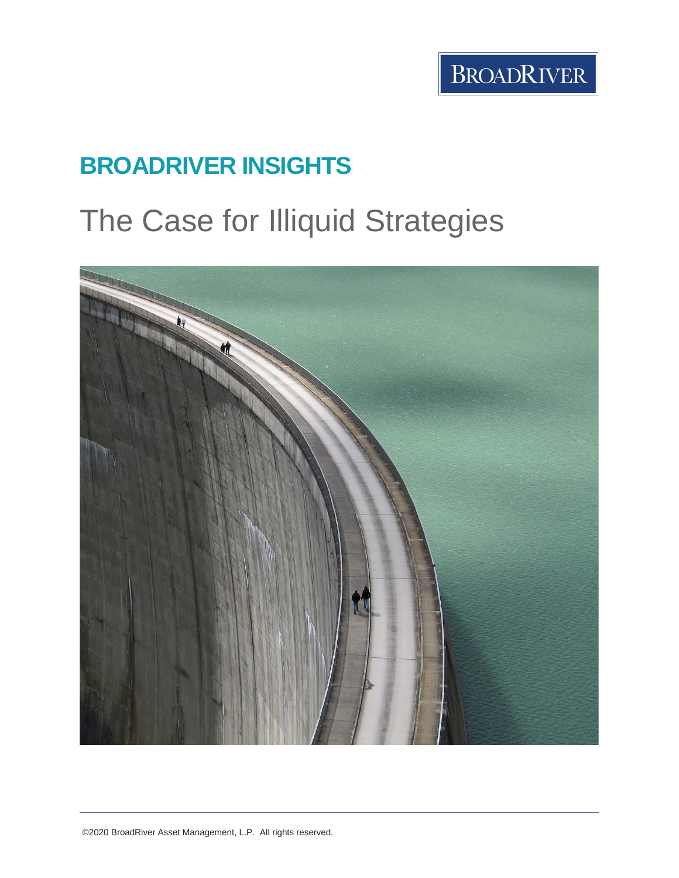BROADRIVER

## BROADRIVER INSIGHTS

# The Case for Illiquid Strategies

©2020 BroadRiver Asset Management, L.P. All rights reserved.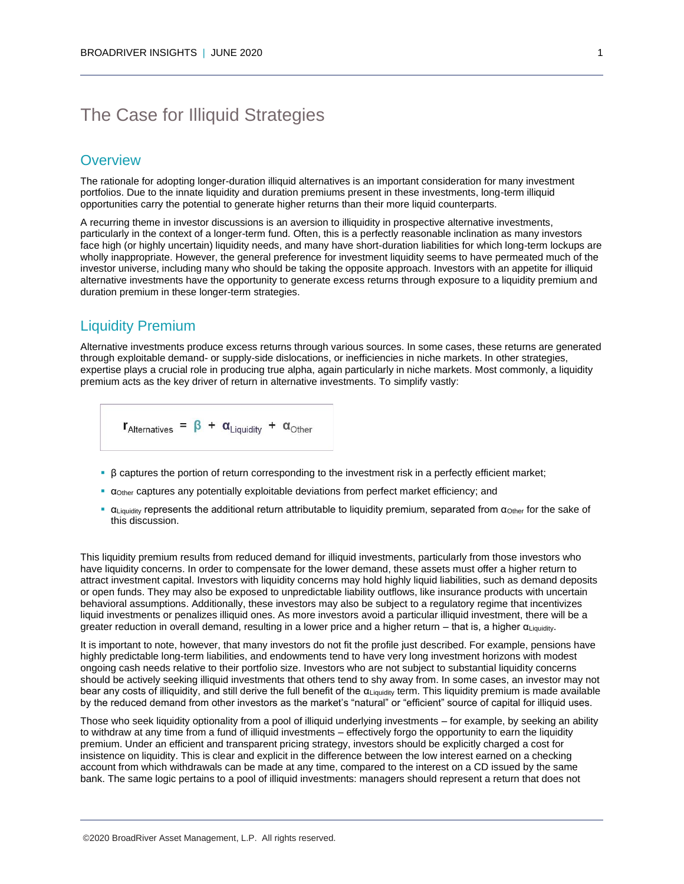# The Case for Illiquid Strategies

## Overview

The rationale for adopting longer-duration illiquid alternatives is an important consideration for many investment portfolios. Due to the innate liquidity and duration premiums present in these investments, long-term illiquid opportunities carry the potential to generate higher returns than their more liquid counterparts.

A recurring theme in investor discussions is an aversion to illiquidity in prospective alternative investments, particularly in the context of a longer-term fund. Often, this is a perfectly reasonable inclination as many investors face high (or highly uncertain) liquidity needs, and many have short-duration liabilities for which long-term lockups are wholly inappropriate. However, the general preference for investment liquidity seems to have permeated much of the investor universe, including many who should be taking the opposite approach. Investors with an appetite for illiquid alternative investments have the opportunity to generate excess returns through exposure to a liquidity premium and duration premium in these longer-term strategies.

## Liquidity Premium

Alternative investments produce excess returns through various sources. In some cases, these returns are generated through exploitable demand- or supply-side dislocations, or inefficiencies in niche markets. In other strategies, expertise plays a crucial role in producing true alpha, again particularly in niche markets. Most commonly, a liquidity premium acts as the key driver of return in alternative investments. To simplify vastly:

$$r_{Alternatives} = \beta + \alpha_{Liquidity} + \alpha_{Other}$$

- $\beta$ captures the portion of return corresponding to the investment risk in a perfectly efficient market;
- $\alpha_{Other}$ captures any potentially exploitable deviations from perfect market efficiency; and
- $\alpha_{Liquidity}$ represents the additional return attributable to liquidity premium, separated from $\alpha_{Other}$ for the sake of this discussion.

This liquidity premium results from reduced demand for illiquid investments, particularly from those investors who have liquidity concerns. In order to compensate for the lower demand, these assets must offer a higher return to attract investment capital. Investors with liquidity concerns may hold highly liquid liabilities, such as demand deposits or open funds. They may also be exposed to unpredictable liability outflows, like insurance products with uncertain behavioral assumptions. Additionally, these investors may also be subject to a regulatory regime that incentivizes liquid investments or penalizes illiquid ones. As more investors avoid a particular illiquid investment, there will be a greater reduction in overall demand, resulting in a lower price and a higher return – that is, a higher $\alpha_{Liquidity}$.

It is important to note, however, that many investors do not fit the profile just described. For example, pensions have highly predictable long-term liabilities, and endowments tend to have very long investment horizons with modest ongoing cash needs relative to their portfolio size. Investors who are not subject to substantial liquidity concerns should be actively seeking illiquid investments that others tend to shy away from. In some cases, an investor may not bear any costs of illiquidity, and still derive the full benefit of the $\alpha_{Liquidity}$ term. This liquidity premium is made available by the reduced demand from other investors as the market's "natural" or "efficient" source of capital for illiquid uses.

Those who seek liquidity optionality from a pool of illiquid underlying investments – for example, by seeking an ability to withdraw at any time from a fund of illiquid investments – effectively forgo the opportunity to earn the liquidity premium. Under an efficient and transparent pricing strategy, investors should be explicitly charged a cost for insistence on liquidity. This is clear and explicit in the difference between the low interest earned on a checking account from which withdrawals can be made at any time, compared to the interest on a CD issued by the same bank. The same logic pertains to a pool of illiquid investments: managers should represent a return that does not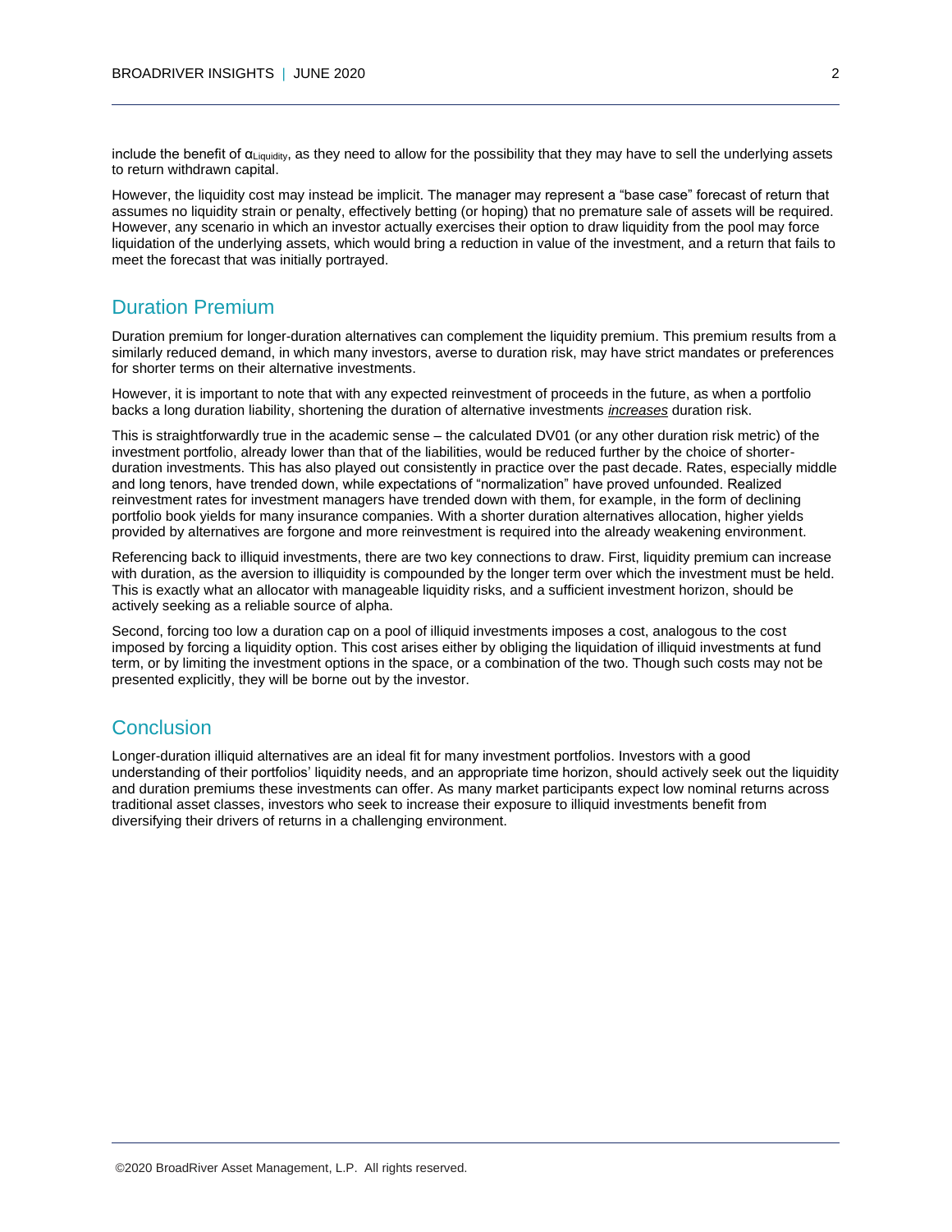include the benefit of $\alpha_{Liquidity}$, as they need to allow for the possibility that they may have to sell the underlying assets to return withdrawn capital.

However, the liquidity cost may instead be implicit. The manager may represent a "base case" forecast of return that assumes no liquidity strain or penalty, effectively betting (or hoping) that no premature sale of assets will be required. However, any scenario in which an investor actually exercises their option to draw liquidity from the pool may force liquidation of the underlying assets, which would bring a reduction in value of the investment, and a return that fails to meet the forecast that was initially portrayed.

## Duration Premium

Duration premium for longer-duration alternatives can complement the liquidity premium. This premium results from a similarly reduced demand, in which many investors, averse to duration risk, may have strict mandates or preferences for shorter terms on their alternative investments.

However, it is important to note that with any expected reinvestment of proceeds in the future, as when a portfolio backs a long duration liability, shortening the duration of alternative investments ***increases*** duration risk.

This is straightforwardly true in the academic sense – the calculated DV01 (or any other duration risk metric) of the investment portfolio, already lower than that of the liabilities, would be reduced further by the choice of shorter-duration investments. This has also played out consistently in practice over the past decade. Rates, especially middle and long tenors, have trended down, while expectations of "normalization" have proved unfounded. Realized reinvestment rates for investment managers have trended down with them, for example, in the form of declining portfolio book yields for many insurance companies. With a shorter duration alternatives allocation, higher yields provided by alternatives are forgone and more reinvestment is required into the already weakening environment.

Referencing back to illiquid investments, there are two key connections to draw. First, liquidity premium can increase with duration, as the aversion to illiquidity is compounded by the longer term over which the investment must be held. This is exactly what an allocator with manageable liquidity risks, and a sufficient investment horizon, should be actively seeking as a reliable source of alpha.

Second, forcing too low a duration cap on a pool of illiquid investments imposes a cost, analogous to the cost imposed by forcing a liquidity option. This cost arises either by obliging the liquidation of illiquid investments at fund term, or by limiting the investment options in the space, or a combination of the two. Though such costs may not be presented explicitly, they will be borne out by the investor.

## Conclusion

Longer-duration illiquid alternatives are an ideal fit for many investment portfolios. Investors with a good understanding of their portfolios' liquidity needs, and an appropriate time horizon, should actively seek out the liquidity and duration premiums these investments can offer. As many market participants expect low nominal returns across traditional asset classes, investors who seek to increase their exposure to illiquid investments benefit from diversifying their drivers of returns in a challenging environment.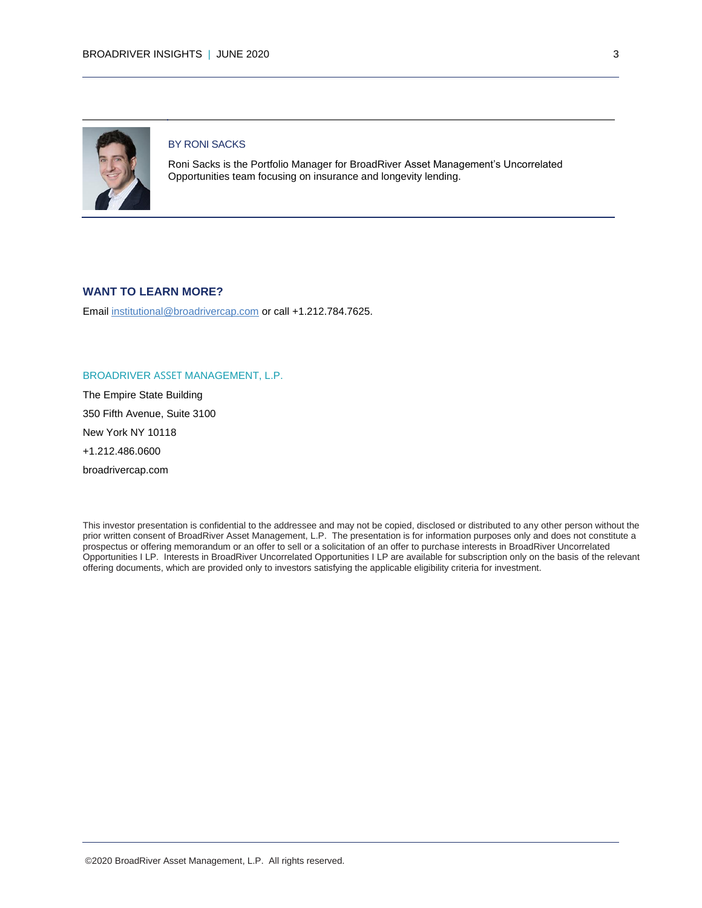BY RONI SACKS

Roni Sacks is the Portfolio Manager for BroadRiver Asset Management's Uncorrelated Opportunities team focusing on insurance and longevity lending.

## WANT TO LEARN MORE?

Email institutional@broadrivercap.com or call +1.212.784.7625.

BROADRIVER ASSET MANAGEMENT, L.P.

The Empire State Building

350 Fifth Avenue, Suite 3100

New York NY 10118

+1.212.486.0600

broadrivercap.com

This investor presentation is confidential to the addressee and may not be copied, disclosed or distributed to any other person without the prior written consent of BroadRiver Asset Management, L.P. The presentation is for information purposes only and does not constitute a prospectus or offering memorandum or an offer to sell or a solicitation of an offer to purchase interests in BroadRiver Uncorrelated Opportunities I LP. Interests in BroadRiver Uncorrelated Opportunities I LP are available for subscription only on the basis of the relevant offering documents, which are provided only to investors satisfying the applicable eligibility criteria for investment.

©2020 BroadRiver Asset Management, L.P. All rights reserved.